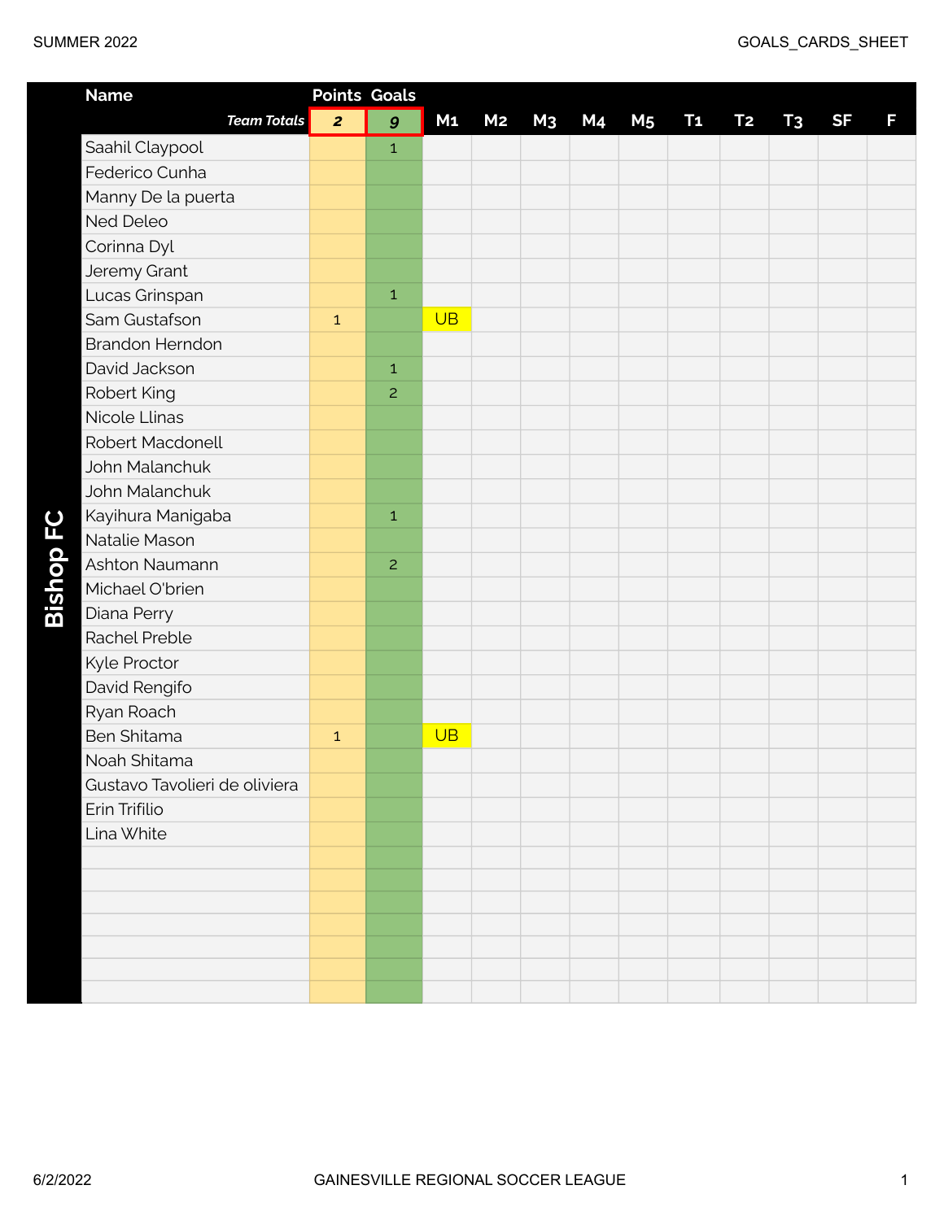# Bishop FC

| Name | Points | Goals | M1 | M2 | M3 | M4 | M5 | T1 | T2 | T3 | SF | F |
|---|---|---|---|---|---|---|---|---|---|---|---|---|
| *Team Totals* | *2* | *9* | | | | | | | | | | |
| Saahil Claypool | | 1 | | | | | | | | | | |
| Federico Cunha | | | | | | | | | | | | |
| Manny De la puerta | | | | | | | | | | | | |
| Ned Deleo | | | | | | | | | | | | |
| Corinna Dyl | | | | | | | | | | | | |
| Jeremy Grant | | | | | | | | | | | | |
| Lucas Grinspan | | 1 | | | | | | | | | | |
| Sam Gustafson | 1 | | UB | | | | | | | | | |
| Brandon Herndon | | | | | | | | | | | | |
| David Jackson | | 1 | | | | | | | | | | |
| Robert King | | 2 | | | | | | | | | | |
| Nicole Llinas | | | | | | | | | | | | |
| Robert Macdonell | | | | | | | | | | | | |
| John Malanchuk | | | | | | | | | | | | |
| John Malanchuk | | | | | | | | | | | | |
| Kayihura Manigaba | | 1 | | | | | | | | | | |
| Natalie Mason | | | | | | | | | | | | |
| Ashton Naumann | | 2 | | | | | | | | | | |
| Michael O'brien | | | | | | | | | | | | |
| Diana Perry | | | | | | | | | | | | |
| Rachel Preble | | | | | | | | | | | | |
| Kyle Proctor | | | | | | | | | | | | |
| David Rengifo | | | | | | | | | | | | |
| Ryan Roach | | | | | | | | | | | | |
| Ben Shitama | 1 | | UB | | | | | | | | | |
| Noah Shitama | | | | | | | | | | | | |
| Gustavo Tavolieri de oliviera | | | | | | | | | | | | |
| Erin Trifilio | | | | | | | | | | | | |
| Lina White | | | | | | | | | | | | |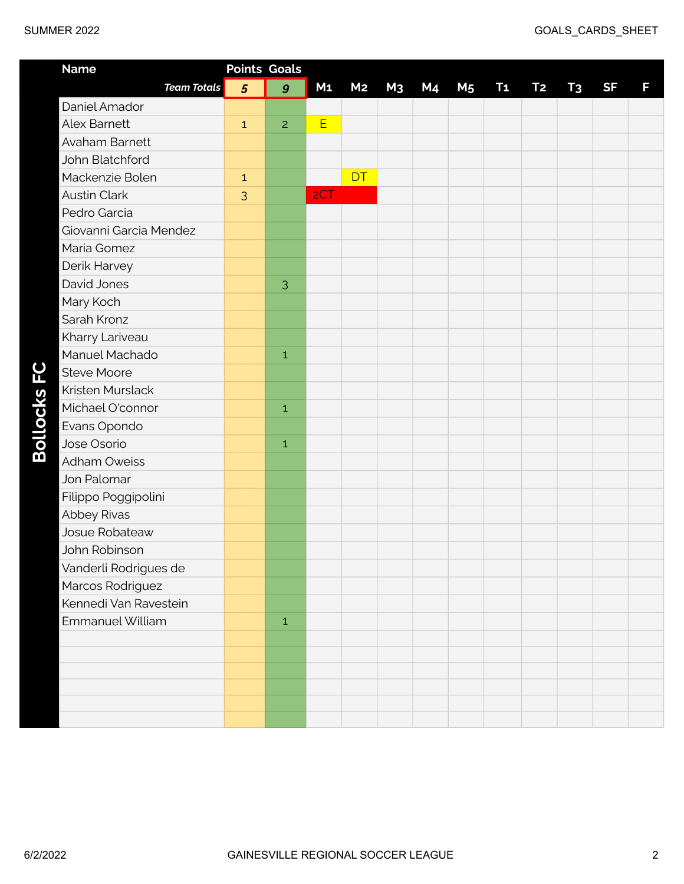## Bollocks FC

| Name | Points | Goals | M1 | M2 | M3 | M4 | M5 | T1 | T2 | T3 | SF | F |
|---|---|---|---|---|---|---|---|---|---|---|---|---|
| ***Team Totals*** | ***5*** | ***9*** | | | | | | | | | | |
| Daniel Amador | | | | | | | | | | | | |
| Alex Barnett | 1 | 2 | E | | | | | | | | | |
| Avaham Barnett | | | | | | | | | | | | |
| John Blatchford | | | | | | | | | | | | |
| Mackenzie Bolen | 1 | | | DT | | | | | | | | |
| Austin Clark | 3 | | 2CT | | | | | | | | | |
| Pedro Garcia | | | | | | | | | | | | |
| Giovanni Garcia Mendez | | | | | | | | | | | | |
| Maria Gomez | | | | | | | | | | | | |
| Derik Harvey | | | | | | | | | | | | |
| David Jones | | 3 | | | | | | | | | | |
| Mary Koch | | | | | | | | | | | | |
| Sarah Kronz | | | | | | | | | | | | |
| Kharry Lariveau | | | | | | | | | | | | |
| Manuel Machado | | 1 | | | | | | | | | | |
| Steve Moore | | | | | | | | | | | | |
| Kristen Murslack | | | | | | | | | | | | |
| Michael O'connor | | 1 | | | | | | | | | | |
| Evans Opondo | | | | | | | | | | | | |
| Jose Osorio | | 1 | | | | | | | | | | |
| Adham Oweiss | | | | | | | | | | | | |
| Jon Palomar | | | | | | | | | | | | |
| Filippo Poggipolini | | | | | | | | | | | | |
| Abbey Rivas | | | | | | | | | | | | |
| Josue Robateaw | | | | | | | | | | | | |
| John Robinson | | | | | | | | | | | | |
| Vanderli Rodrigues de | | | | | | | | | | | | |
| Marcos Rodriguez | | | | | | | | | | | | |
| Kennedi Van Ravestein | | | | | | | | | | | | |
| Emmanuel William | | 1 | | | | | | | | | | |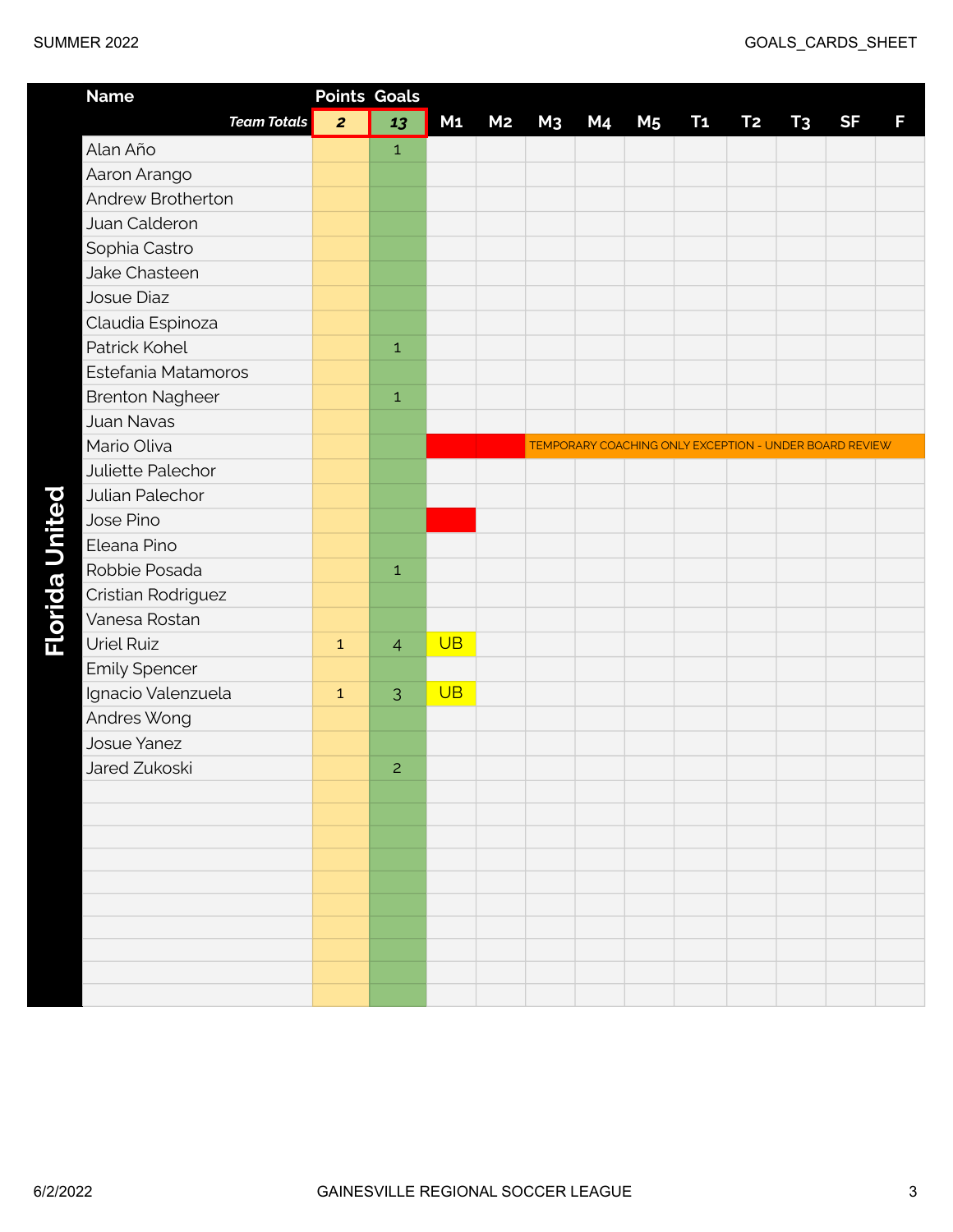## Florida United

| Name | Points | Goals | M1 | M2 | M3 | M4 | M5 | T1 | T2 | T3 | SF | F |
|---|---|---|---|---|---|---|---|---|---|---|---|---|
| ***Team Totals*** | ***2*** | ***13*** | | | | | | | | | | |
| Alan Año | | 1 | | | | | | | | | | |
| Aaron Arango | | | | | | | | | | | | |
| Andrew Brotherton | | | | | | | | | | | | |
| Juan Calderon | | | | | | | | | | | | |
| Sophia Castro | | | | | | | | | | | | |
| Jake Chasteen | | | | | | | | | | | | |
| Josue Diaz | | | | | | | | | | | | |
| Claudia Espinoza | | | | | | | | | | | | |
| Patrick Kohel | | 1 | | | | | | | | | | |
| Estefania Matamoros | | | | | | | | | | | | |
| Brenton Nagheer | | 1 | | | | | | | | | | |
| Juan Navas | | | | | | | | | | | | |
| Mario Oliva | | | | | TEMPORARY COACHING ONLY EXCEPTION - UNDER BOARD REVIEW | | | | | | | |
| Juliette Palechor | | | | | | | | | | | | |
| Julian Palechor | | | | | | | | | | | | |
| Jose Pino | | | | | | | | | | | | |
| Eleana Pino | | | | | | | | | | | | |
| Robbie Posada | | 1 | | | | | | | | | | |
| Cristian Rodriguez | | | | | | | | | | | | |
| Vanesa Rostan | | | | | | | | | | | | |
| Uriel Ruiz | 1 | 4 | UB | | | | | | | | | |
| Emily Spencer | | | | | | | | | | | | |
| Ignacio Valenzuela | 1 | 3 | UB | | | | | | | | | |
| Andres Wong | | | | | | | | | | | | |
| Josue Yanez | | | | | | | | | | | | |
| Jared Zukoski | | 2 | | | | | | | | | | |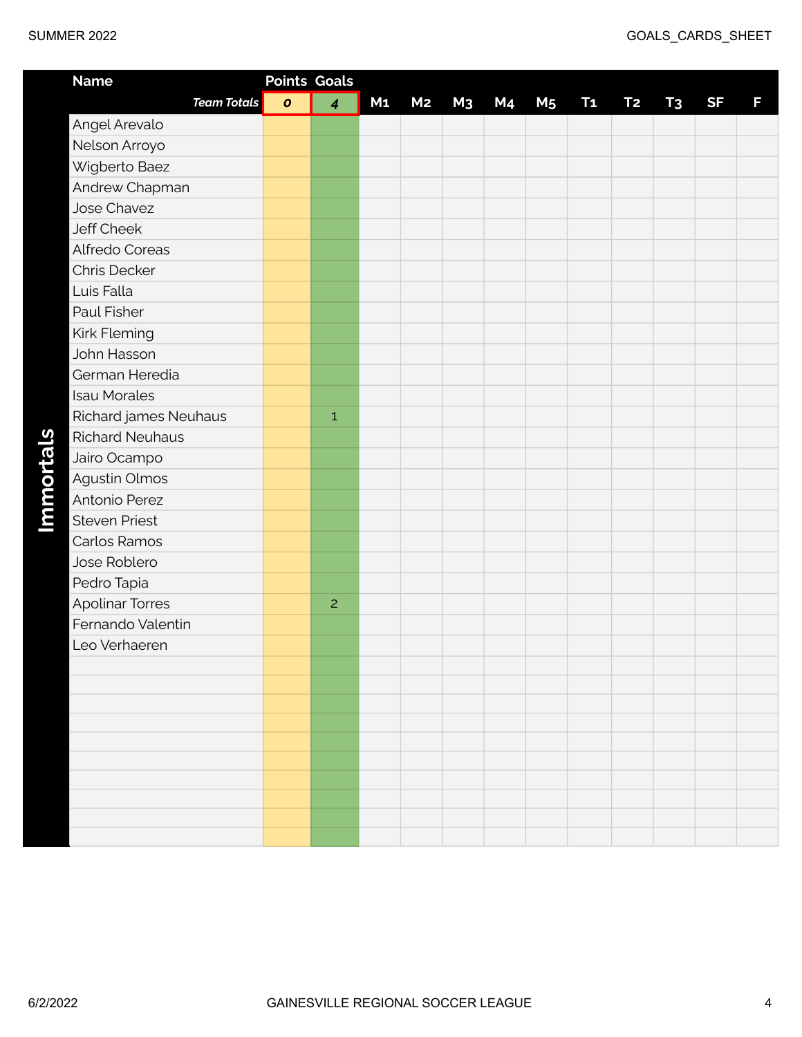**Immortals**

| Name | Points | Goals | M1 | M2 | M3 | M4 | M5 | T1 | T2 | T3 | SF | F |
|---|---|---|---|---|---|---|---|---|---|---|---|---|
| *Team Totals* | *0* | *4* | | | | | | | | | | |
| Angel Arevalo | | | | | | | | | | | | |
| Nelson Arroyo | | | | | | | | | | | | |
| Wigberto Baez | | | | | | | | | | | | |
| Andrew Chapman | | | | | | | | | | | | |
| Jose Chavez | | | | | | | | | | | | |
| Jeff Cheek | | | | | | | | | | | | |
| Alfredo Coreas | | | | | | | | | | | | |
| Chris Decker | | | | | | | | | | | | |
| Luis Falla | | | | | | | | | | | | |
| Paul Fisher | | | | | | | | | | | | |
| Kirk Fleming | | | | | | | | | | | | |
| John Hasson | | | | | | | | | | | | |
| German Heredia | | | | | | | | | | | | |
| Isau Morales | | | | | | | | | | | | |
| Richard james Neuhaus | | 1 | | | | | | | | | | |
| Richard Neuhaus | | | | | | | | | | | | |
| Jairo Ocampo | | | | | | | | | | | | |
| Agustin Olmos | | | | | | | | | | | | |
| Antonio Perez | | | | | | | | | | | | |
| Steven Priest | | | | | | | | | | | | |
| Carlos Ramos | | | | | | | | | | | | |
| Jose Roblero | | | | | | | | | | | | |
| Pedro Tapia | | | | | | | | | | | | |
| Apolinar Torres | | 2 | | | | | | | | | | |
| Fernando Valentin | | | | | | | | | | | | |
| Leo Verhaeren | | | | | | | | | | | | |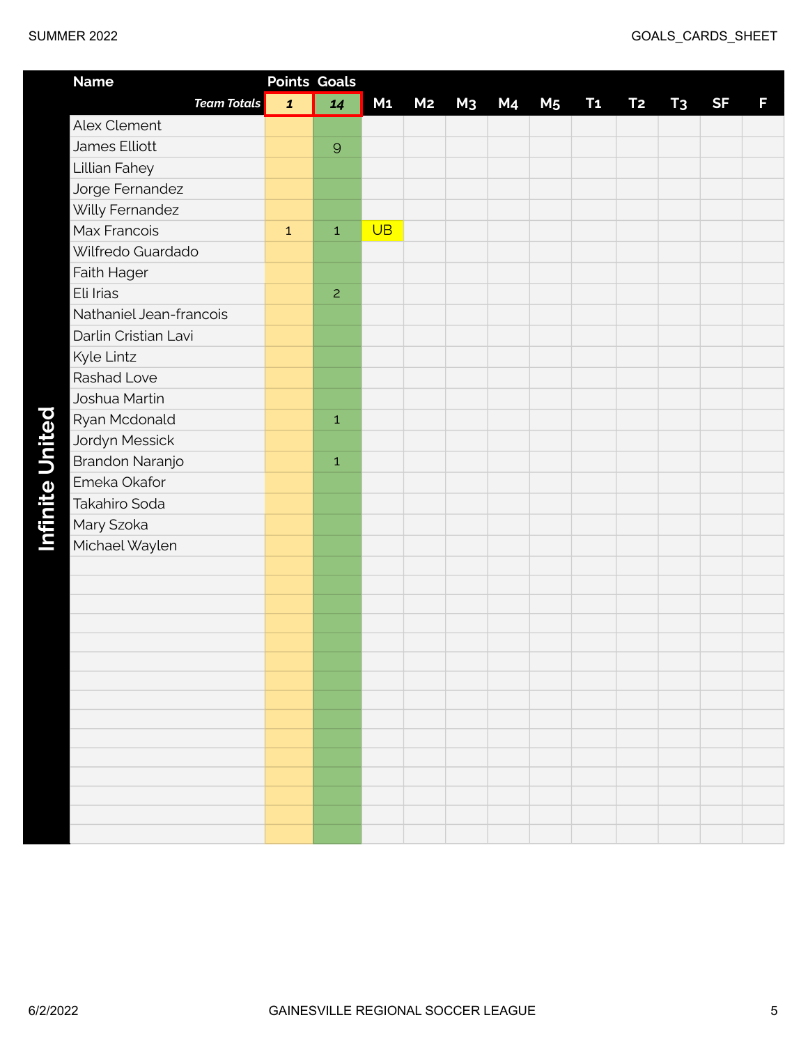**Infinite United**

| Name | Points | Goals | M1 | M2 | M3 | M4 | M5 | T1 | T2 | T3 | SF | F |
|---|---|---|---|---|---|---|---|---|---|---|---|---|
| ***Team Totals*** | ***1*** | ***14*** | | | | | | | | | | |
| Alex Clement | | | | | | | | | | | | |
| James Elliott | | 9 | | | | | | | | | | |
| Lillian Fahey | | | | | | | | | | | | |
| Jorge Fernandez | | | | | | | | | | | | |
| Willy Fernandez | | | | | | | | | | | | |
| Max Francois | 1 | 1 | UB | | | | | | | | | |
| Wilfredo Guardado | | | | | | | | | | | | |
| Faith Hager | | | | | | | | | | | | |
| Eli Irias | | 2 | | | | | | | | | | |
| Nathaniel Jean-francois | | | | | | | | | | | | |
| Darlin Cristian Lavi | | | | | | | | | | | | |
| Kyle Lintz | | | | | | | | | | | | |
| Rashad Love | | | | | | | | | | | | |
| Joshua Martin | | | | | | | | | | | | |
| Ryan Mcdonald | | 1 | | | | | | | | | | |
| Jordyn Messick | | | | | | | | | | | | |
| Brandon Naranjo | | 1 | | | | | | | | | | |
| Emeka Okafor | | | | | | | | | | | | |
| Takahiro Soda | | | | | | | | | | | | |
| Mary Szoka | | | | | | | | | | | | |
| Michael Waylen | | | | | | | | | | | | |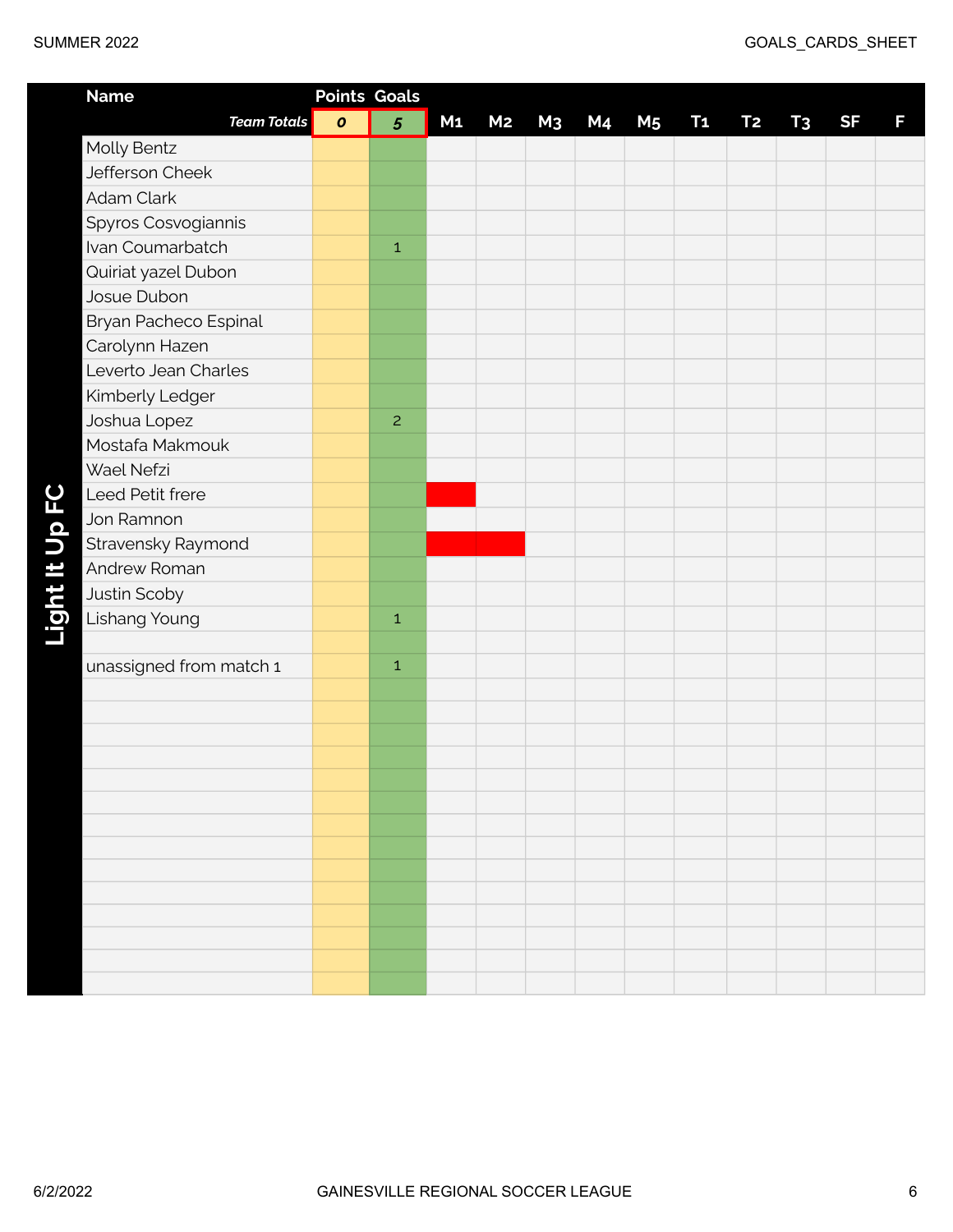## Light It Up FC

| Name | Points | Goals | M1 | M2 | M3 | M4 | M5 | T1 | T2 | T3 | SF | F |
|---|---|---|---|---|---|---|---|---|---|---|---|---|
| *Team Totals* | *0* | *5* | | | | | | | | | | |
| Molly Bentz | | | | | | | | | | | | |
| Jefferson Cheek | | | | | | | | | | | | |
| Adam Clark | | | | | | | | | | | | |
| Spyros Cosvogiannis | | | | | | | | | | | | |
| Ivan Coumarbatch | | 1 | | | | | | | | | | |
| Quiriat yazel Dubon | | | | | | | | | | | | |
| Josue Dubon | | | | | | | | | | | | |
| Bryan Pacheco Espinal | | | | | | | | | | | | |
| Carolynn Hazen | | | | | | | | | | | | |
| Leverto Jean Charles | | | | | | | | | | | | |
| Kimberly Ledger | | | | | | | | | | | | |
| Joshua Lopez | | 2 | | | | | | | | | | |
| Mostafa Makmouk | | | | | | | | | | | | |
| Wael Nefzi | | | | | | | | | | | | |
| Leed Petit frere | | | | | | | | | | | | |
| Jon Ramnon | | | | | | | | | | | | |
| Stravensky Raymond | | | | | | | | | | | | |
| Andrew Roman | | | | | | | | | | | | |
| Justin Scoby | | | | | | | | | | | | |
| Lishang Young | | 1 | | | | | | | | | | |
| | | | | | | | | | | | | |
| unassigned from match 1 | | 1 | | | | | | | | | | |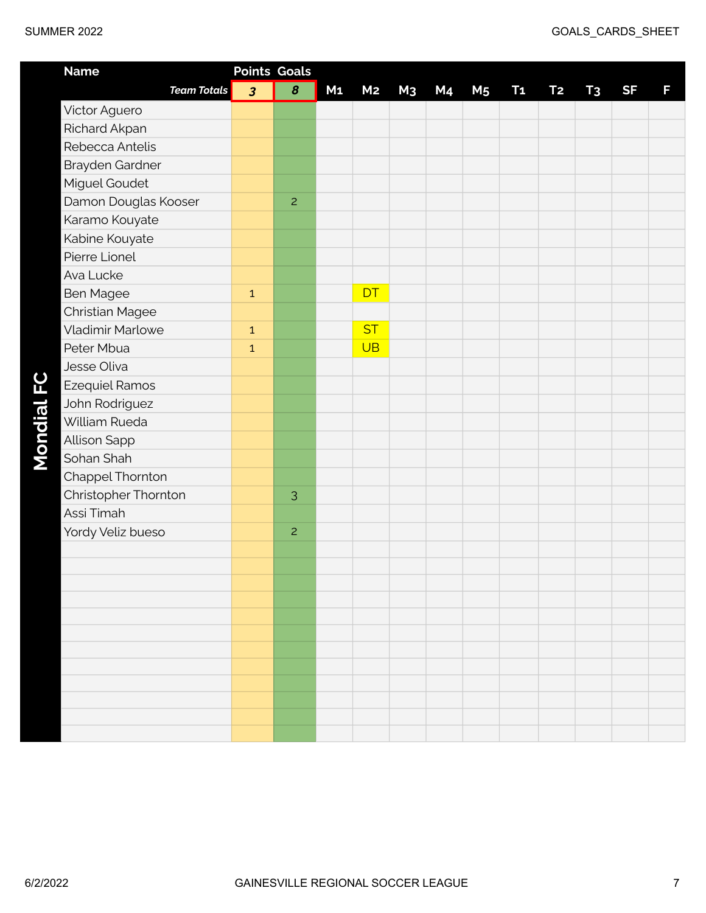## Mondial FC

| Name | Points | Goals | M1 | M2 | M3 | M4 | M5 | T1 | T2 | T3 | SF | F |
|---|---|---|---|---|---|---|---|---|---|---|---|---|
| *Team Totals* | *3* | *8* | | | | | | | | | | |
| Victor Aguero | | | | | | | | | | | | |
| Richard Akpan | | | | | | | | | | | | |
| Rebecca Antelis | | | | | | | | | | | | |
| Brayden Gardner | | | | | | | | | | | | |
| Miguel Goudet | | | | | | | | | | | | |
| Damon Douglas Kooser | | 2 | | | | | | | | | | |
| Karamo Kouyate | | | | | | | | | | | | |
| Kabine Kouyate | | | | | | | | | | | | |
| Pierre Lionel | | | | | | | | | | | | |
| Ava Lucke | | | | | | | | | | | | |
| Ben Magee | 1 | | | DT | | | | | | | | |
| Christian Magee | | | | | | | | | | | | |
| Vladimir Marlowe | 1 | | | ST | | | | | | | | |
| Peter Mbua | 1 | | | UB | | | | | | | | |
| Jesse Oliva | | | | | | | | | | | | |
| Ezequiel Ramos | | | | | | | | | | | | |
| John Rodriguez | | | | | | | | | | | | |
| William Rueda | | | | | | | | | | | | |
| Allison Sapp | | | | | | | | | | | | |
| Sohan Shah | | | | | | | | | | | | |
| Chappel Thornton | | | | | | | | | | | | |
| Christopher Thornton | | 3 | | | | | | | | | | |
| Assi Timah | | | | | | | | | | | | |
| Yordy Veliz bueso | | 2 | | | | | | | | | | |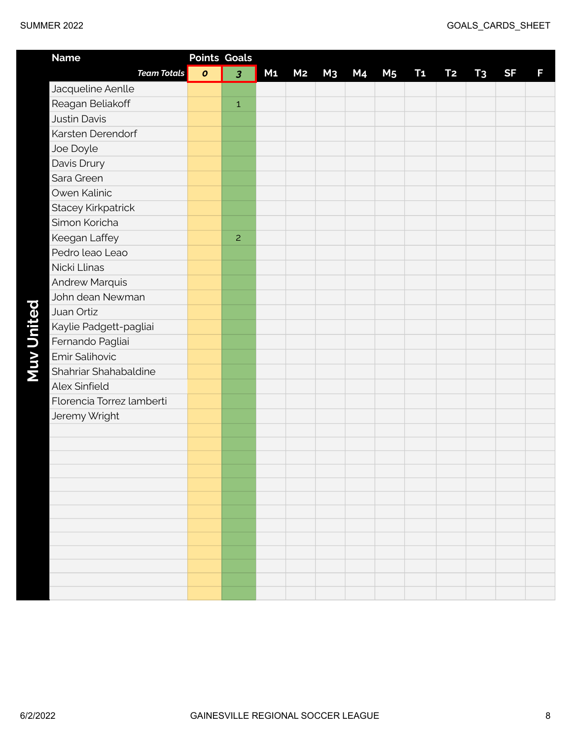## Muv United

| Name | Points | Goals | M1 | M2 | M3 | M4 | M5 | T1 | T2 | T3 | SF | F |
|---|---|---|---|---|---|---|---|---|---|---|---|---|
| *Team Totals* | *0* | *3* | | | | | | | | | | |
| Jacqueline Aenlle | | | | | | | | | | | | |
| Reagan Beliakoff | | 1 | | | | | | | | | | |
| Justin Davis | | | | | | | | | | | | |
| Karsten Derendorf | | | | | | | | | | | | |
| Joe Doyle | | | | | | | | | | | | |
| Davis Drury | | | | | | | | | | | | |
| Sara Green | | | | | | | | | | | | |
| Owen Kalinic | | | | | | | | | | | | |
| Stacey Kirkpatrick | | | | | | | | | | | | |
| Simon Koricha | | | | | | | | | | | | |
| Keegan Laffey | | 2 | | | | | | | | | | |
| Pedro leao Leao | | | | | | | | | | | | |
| Nicki Llinas | | | | | | | | | | | | |
| Andrew Marquis | | | | | | | | | | | | |
| John dean Newman | | | | | | | | | | | | |
| Juan Ortiz | | | | | | | | | | | | |
| Kaylie Padgett-pagliai | | | | | | | | | | | | |
| Fernando Pagliai | | | | | | | | | | | | |
| Emir Salihovic | | | | | | | | | | | | |
| Shahriar Shahabaldine | | | | | | | | | | | | |
| Alex Sinfield | | | | | | | | | | | | |
| Florencia Torrez lamberti | | | | | | | | | | | | |
| Jeremy Wright | | | | | | | | | | | | |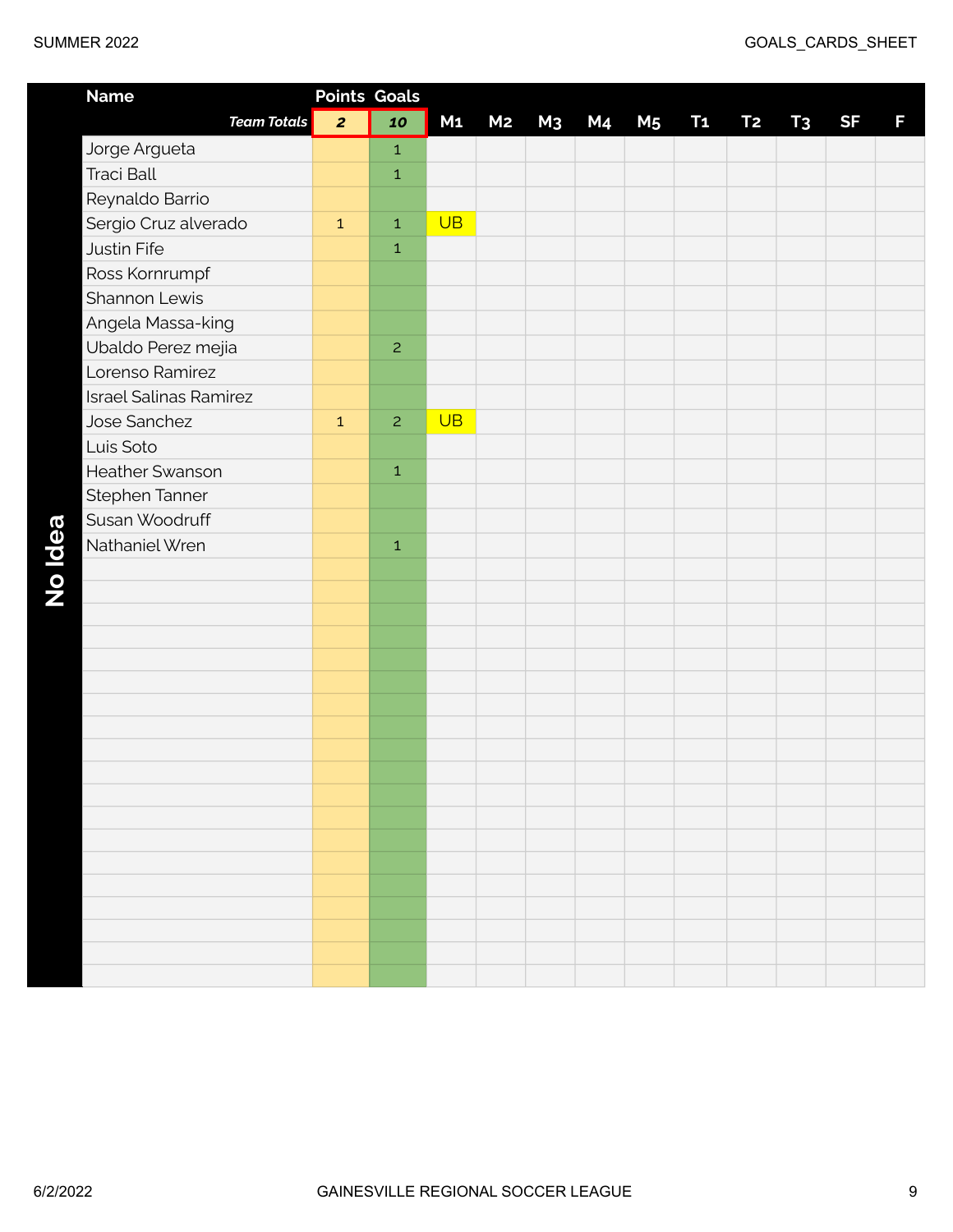## No Idea

| Name | Points | Goals | M1 | M2 | M3 | M4 | M5 | T1 | T2 | T3 | SF | F |
|---|---|---|---|---|---|---|---|---|---|---|---|---|
| *Team Totals* | *2* | *10* | | | | | | | | | | |
| Jorge Argueta | | 1 | | | | | | | | | | |
| Traci Ball | | 1 | | | | | | | | | | |
| Reynaldo Barrio | | | | | | | | | | | | |
| Sergio Cruz alverado | 1 | 1 | UB | | | | | | | | | |
| Justin Fife | | 1 | | | | | | | | | | |
| Ross Kornrumpf | | | | | | | | | | | | |
| Shannon Lewis | | | | | | | | | | | | |
| Angela Massa-king | | | | | | | | | | | | |
| Ubaldo Perez mejia | | 2 | | | | | | | | | | |
| Lorenso Ramirez | | | | | | | | | | | | |
| Israel Salinas Ramirez | | | | | | | | | | | | |
| Jose Sanchez | 1 | 2 | UB | | | | | | | | | |
| Luis Soto | | | | | | | | | | | | |
| Heather Swanson | | 1 | | | | | | | | | | |
| Stephen Tanner | | | | | | | | | | | | |
| Susan Woodruff | | | | | | | | | | | | |
| Nathaniel Wren | | 1 | | | | | | | | | | |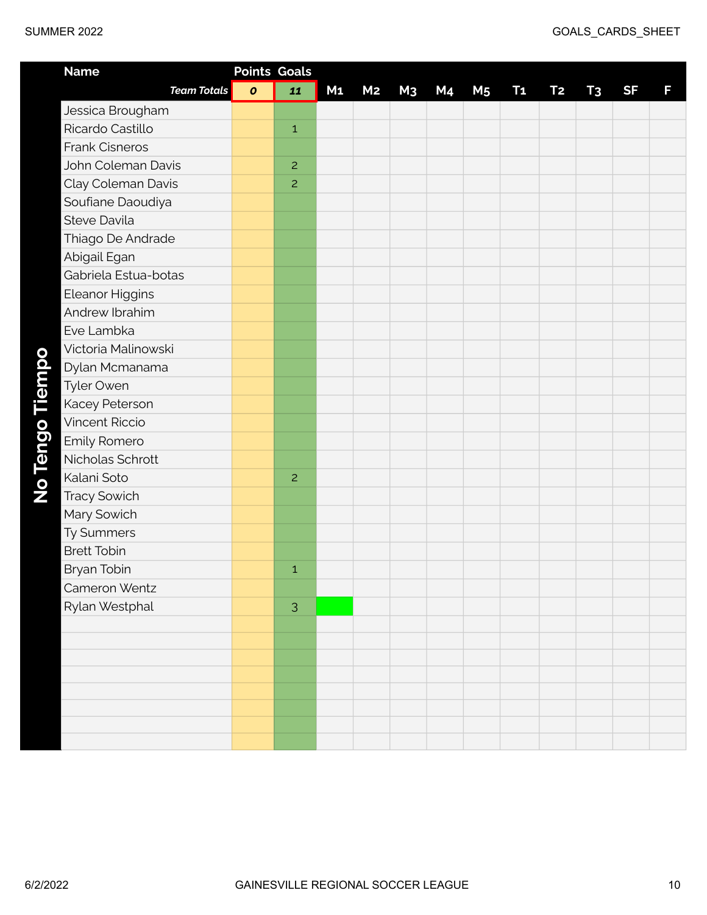## No Tengo Tiempo

| Name | Points | Goals | M1 | M2 | M3 | M4 | M5 | T1 | T2 | T3 | SF | F |
|---|---|---|---|---|---|---|---|---|---|---|---|---|
| ***Team Totals*** | ***0*** | ***11*** | | | | | | | | | | |
| Jessica Brougham | | | | | | | | | | | | |
| Ricardo Castillo | | 1 | | | | | | | | | | |
| Frank Cisneros | | | | | | | | | | | | |
| John Coleman Davis | | 2 | | | | | | | | | | |
| Clay Coleman Davis | | 2 | | | | | | | | | | |
| Soufiane Daoudiya | | | | | | | | | | | | |
| Steve Davila | | | | | | | | | | | | |
| Thiago De Andrade | | | | | | | | | | | | |
| Abigail Egan | | | | | | | | | | | | |
| Gabriela Estua-botas | | | | | | | | | | | | |
| Eleanor Higgins | | | | | | | | | | | | |
| Andrew Ibrahim | | | | | | | | | | | | |
| Eve Lambka | | | | | | | | | | | | |
| Victoria Malinowski | | | | | | | | | | | | |
| Dylan Mcmanama | | | | | | | | | | | | |
| Tyler Owen | | | | | | | | | | | | |
| Kacey Peterson | | | | | | | | | | | | |
| Vincent Riccio | | | | | | | | | | | | |
| Emily Romero | | | | | | | | | | | | |
| Nicholas Schrott | | | | | | | | | | | | |
| Kalani Soto | | 2 | | | | | | | | | | |
| Tracy Sowich | | | | | | | | | | | | |
| Mary Sowich | | | | | | | | | | | | |
| Ty Summers | | | | | | | | | | | | |
| Brett Tobin | | | | | | | | | | | | |
| Bryan Tobin | | 1 | | | | | | | | | | |
| Cameron Wentz | | | | | | | | | | | | |
| Rylan Westphal | | 3 | | | | | | | | | | |
| | | | | | | | | | | | | |
| | | | | | | | | | | | | |
| | | | | | | | | | | | | |
| | | | | | | | | | | | | |
| | | | | | | | | | | | | |
| | | | | | | | | | | | | |
| | | | | | | | | | | | | |
| | | | | | | | | | | | | |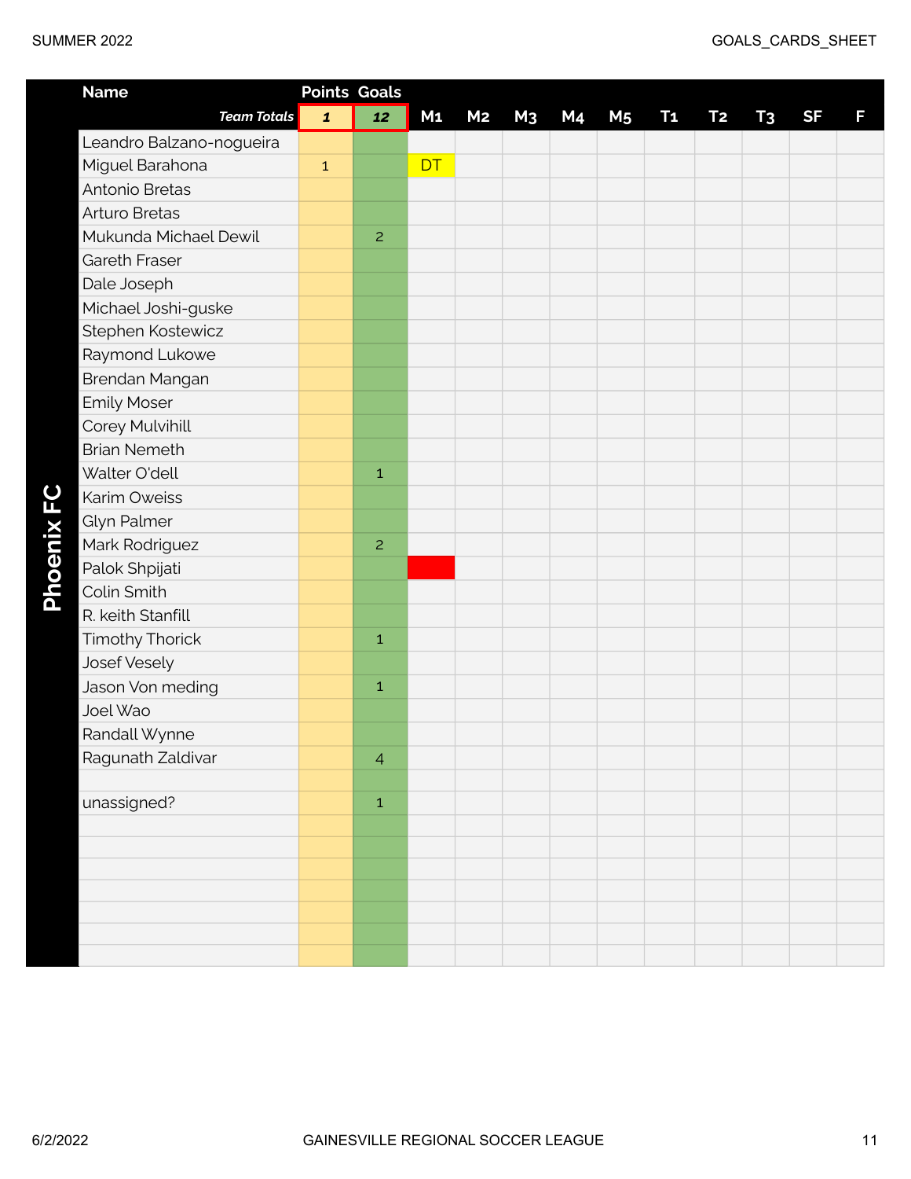## Phoenix FC

| Name | Points | Goals | M1 | M2 | M3 | M4 | M5 | T1 | T2 | T3 | SF | F |
|---|---|---|---|---|---|---|---|---|---|---|---|---|
| *Team Totals* | *1* | *12* | | | | | | | | | | |
| Leandro Balzano-nogueira | | | | | | | | | | | | |
| Miguel Barahona | 1 | | DT | | | | | | | | | |
| Antonio Bretas | | | | | | | | | | | | |
| Arturo Bretas | | | | | | | | | | | | |
| Mukunda Michael Dewil | | 2 | | | | | | | | | | |
| Gareth Fraser | | | | | | | | | | | | |
| Dale Joseph | | | | | | | | | | | | |
| Michael Joshi-guske | | | | | | | | | | | | |
| Stephen Kostewicz | | | | | | | | | | | | |
| Raymond Lukowe | | | | | | | | | | | | |
| Brendan Mangan | | | | | | | | | | | | |
| Emily Moser | | | | | | | | | | | | |
| Corey Mulvihill | | | | | | | | | | | | |
| Brian Nemeth | | | | | | | | | | | | |
| Walter O'dell | | 1 | | | | | | | | | | |
| Karim Oweiss | | | | | | | | | | | | |
| Glyn Palmer | | | | | | | | | | | | |
| Mark Rodriguez | | 2 | | | | | | | | | | |
| Palok Shpijati | | | (red) | | | | | | | | | |
| Colin Smith | | | | | | | | | | | | |
| R. keith Stanfill | | | | | | | | | | | | |
| Timothy Thorick | | 1 | | | | | | | | | | |
| Josef Vesely | | | | | | | | | | | | |
| Jason Von meding | | 1 | | | | | | | | | | |
| Joel Wao | | | | | | | | | | | | |
| Randall Wynne | | | | | | | | | | | | |
| Ragunath Zaldivar | | 4 | | | | | | | | | | |
| | | | | | | | | | | | | |
| unassigned? | | 1 | | | | | | | | | | |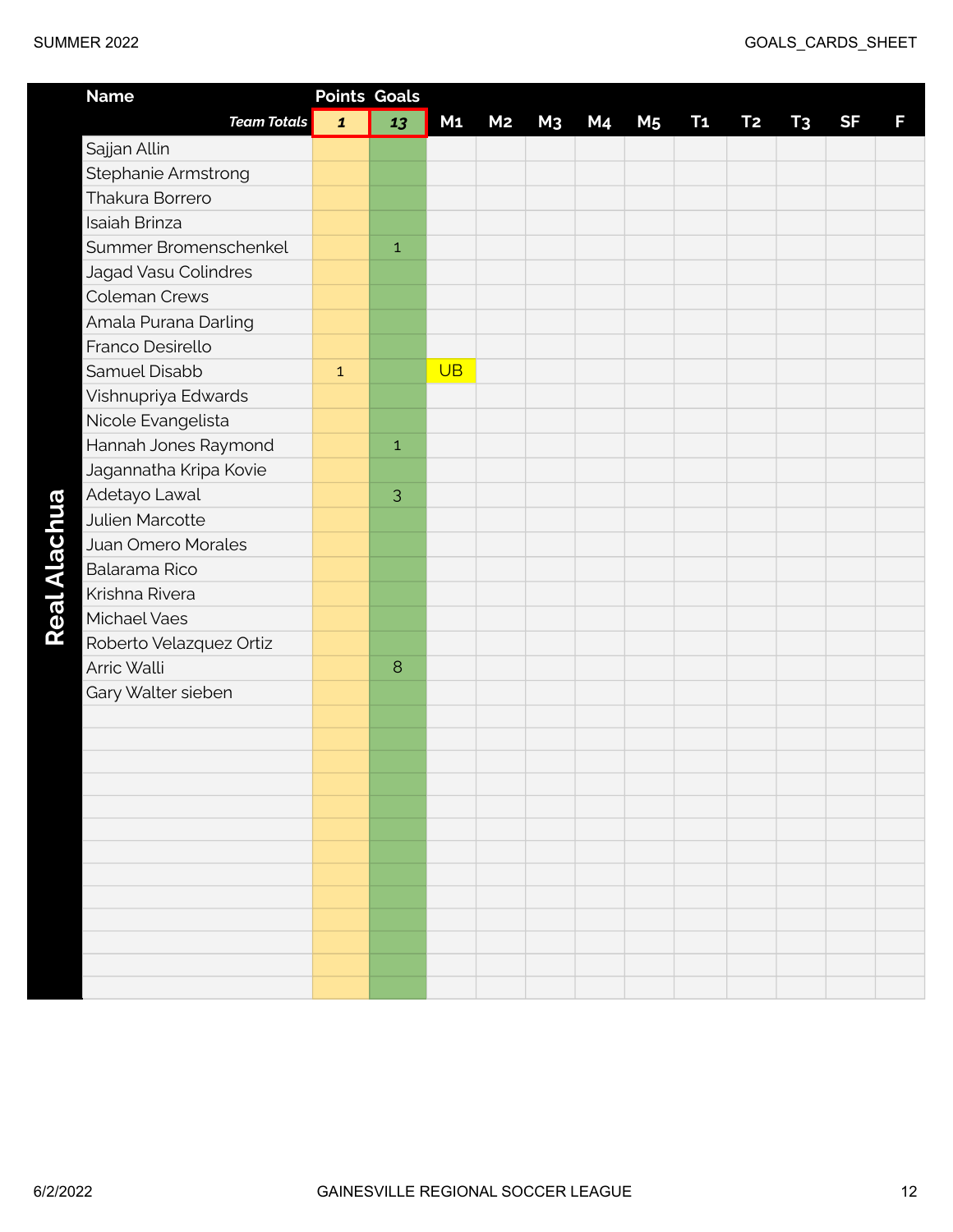## Real Alachua

| Name | Points | Goals | M1 | M2 | M3 | M4 | M5 | T1 | T2 | T3 | SF | F |
|---|---|---|---|---|---|---|---|---|---|---|---|---|
| ***Team Totals*** | ***1*** | ***13*** | | | | | | | | | | |
| Sajjan Allin | | | | | | | | | | | | |
| Stephanie Armstrong | | | | | | | | | | | | |
| Thakura Borrero | | | | | | | | | | | | |
| Isaiah Brinza | | | | | | | | | | | | |
| Summer Bromenschenkel | | 1 | | | | | | | | | | |
| Jagad Vasu Colindres | | | | | | | | | | | | |
| Coleman Crews | | | | | | | | | | | | |
| Amala Purana Darling | | | | | | | | | | | | |
| Franco Desirello | | | | | | | | | | | | |
| Samuel Disabb | 1 | | UB | | | | | | | | | |
| Vishnupriya Edwards | | | | | | | | | | | | |
| Nicole Evangelista | | | | | | | | | | | | |
| Hannah Jones Raymond | | 1 | | | | | | | | | | |
| Jagannatha Kripa Kovie | | | | | | | | | | | | |
| Adetayo Lawal | | 3 | | | | | | | | | | |
| Julien Marcotte | | | | | | | | | | | | |
| Juan Omero Morales | | | | | | | | | | | | |
| Balarama Rico | | | | | | | | | | | | |
| Krishna Rivera | | | | | | | | | | | | |
| Michael Vaes | | | | | | | | | | | | |
| Roberto Velazquez Ortiz | | | | | | | | | | | | |
| Arric Walli | | 8 | | | | | | | | | | |
| Gary Walter sieben | | | | | | | | | | | | |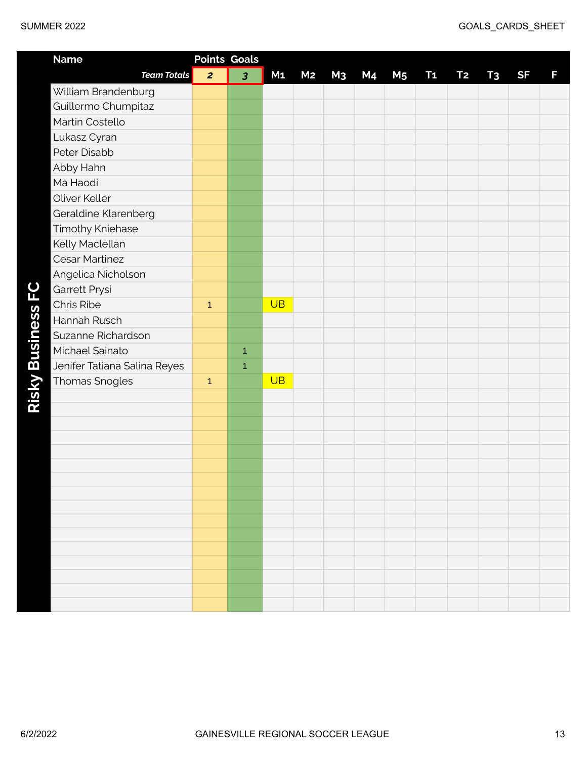## Risky Business FC

| Name | Points | Goals | M1 | M2 | M3 | M4 | M5 | T1 | T2 | T3 | SF | F |
|---|---|---|---|---|---|---|---|---|---|---|---|---|
| *Team Totals* | *2* | *3* | | | | | | | | | | |
| William Brandenburg | | | | | | | | | | | | |
| Guillermo Chumpitaz | | | | | | | | | | | | |
| Martin Costello | | | | | | | | | | | | |
| Lukasz Cyran | | | | | | | | | | | | |
| Peter Disabb | | | | | | | | | | | | |
| Abby Hahn | | | | | | | | | | | | |
| Ma Haodi | | | | | | | | | | | | |
| Oliver Keller | | | | | | | | | | | | |
| Geraldine Klarenberg | | | | | | | | | | | | |
| Timothy Kniehase | | | | | | | | | | | | |
| Kelly Maclellan | | | | | | | | | | | | |
| Cesar Martinez | | | | | | | | | | | | |
| Angelica Nicholson | | | | | | | | | | | | |
| Garrett Prysi | | | | | | | | | | | | |
| Chris Ribe | 1 | | UB | | | | | | | | | |
| Hannah Rusch | | | | | | | | | | | | |
| Suzanne Richardson | | | | | | | | | | | | |
| Michael Sainato | | 1 | | | | | | | | | | |
| Jenifer Tatiana Salina Reyes | | 1 | | | | | | | | | | |
| Thomas Snogles | 1 | | UB | | | | | | | | | |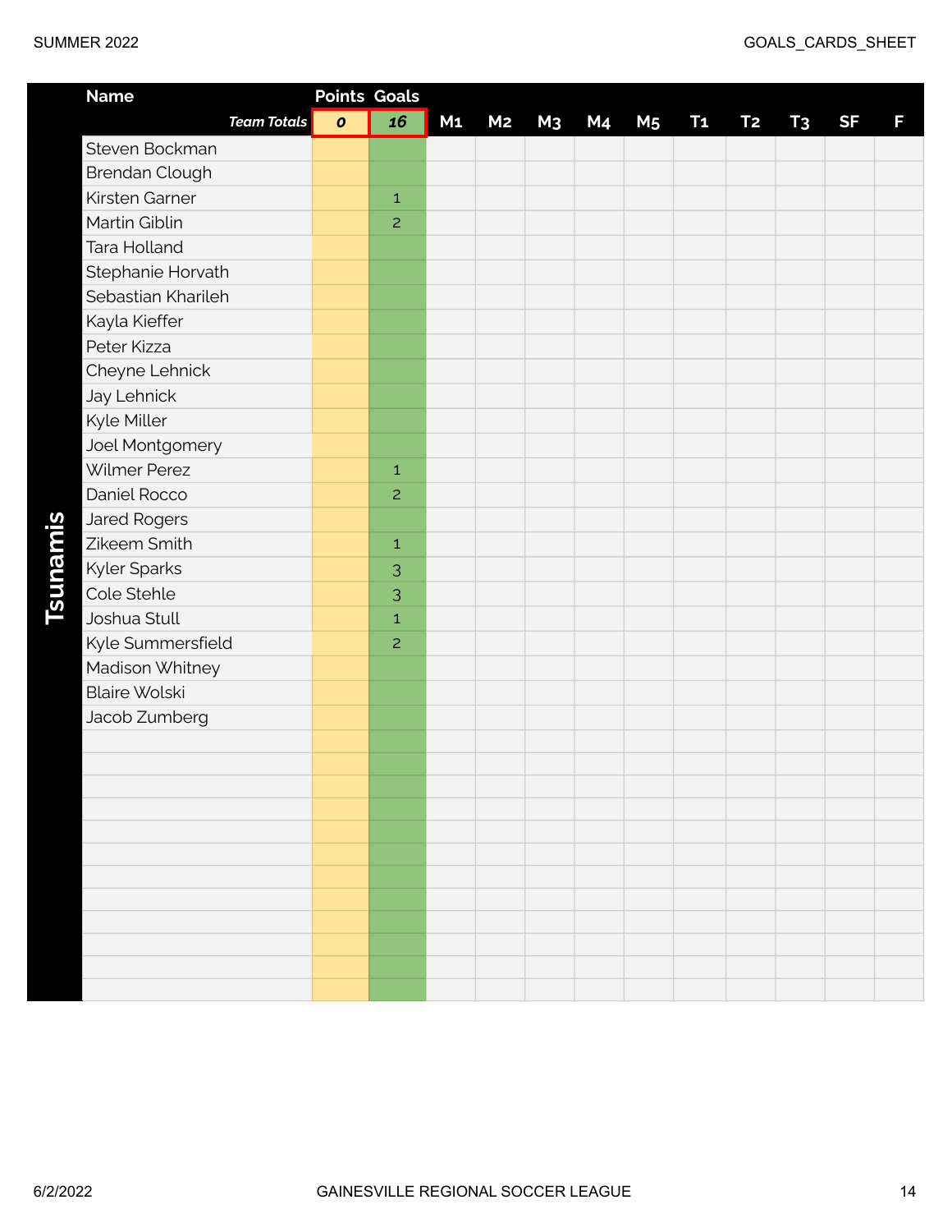## Tsunamis

| Name | Points | Goals | M1 | M2 | M3 | M4 | M5 | T1 | T2 | T3 | SF | F |
|---|---|---|---|---|---|---|---|---|---|---|---|---|
| ***Team Totals*** | ***0*** | ***16*** | | | | | | | | | | |
| Steven Bockman | | | | | | | | | | | | |
| Brendan Clough | | | | | | | | | | | | |
| Kirsten Garner | | 1 | | | | | | | | | | |
| Martin Giblin | | 2 | | | | | | | | | | |
| Tara Holland | | | | | | | | | | | | |
| Stephanie Horvath | | | | | | | | | | | | |
| Sebastian Kharileh | | | | | | | | | | | | |
| Kayla Kieffer | | | | | | | | | | | | |
| Peter Kizza | | | | | | | | | | | | |
| Cheyne Lehnick | | | | | | | | | | | | |
| Jay Lehnick | | | | | | | | | | | | |
| Kyle Miller | | | | | | | | | | | | |
| Joel Montgomery | | | | | | | | | | | | |
| Wilmer Perez | | 1 | | | | | | | | | | |
| Daniel Rocco | | 2 | | | | | | | | | | |
| Jared Rogers | | | | | | | | | | | | |
| Zikeem Smith | | 1 | | | | | | | | | | |
| Kyler Sparks | | 3 | | | | | | | | | | |
| Cole Stehle | | 3 | | | | | | | | | | |
| Joshua Stull | | 1 | | | | | | | | | | |
| Kyle Summersfield | | 2 | | | | | | | | | | |
| Madison Whitney | | | | | | | | | | | | |
| Blaire Wolski | | | | | | | | | | | | |
| Jacob Zumberg | | | | | | | | | | | | |